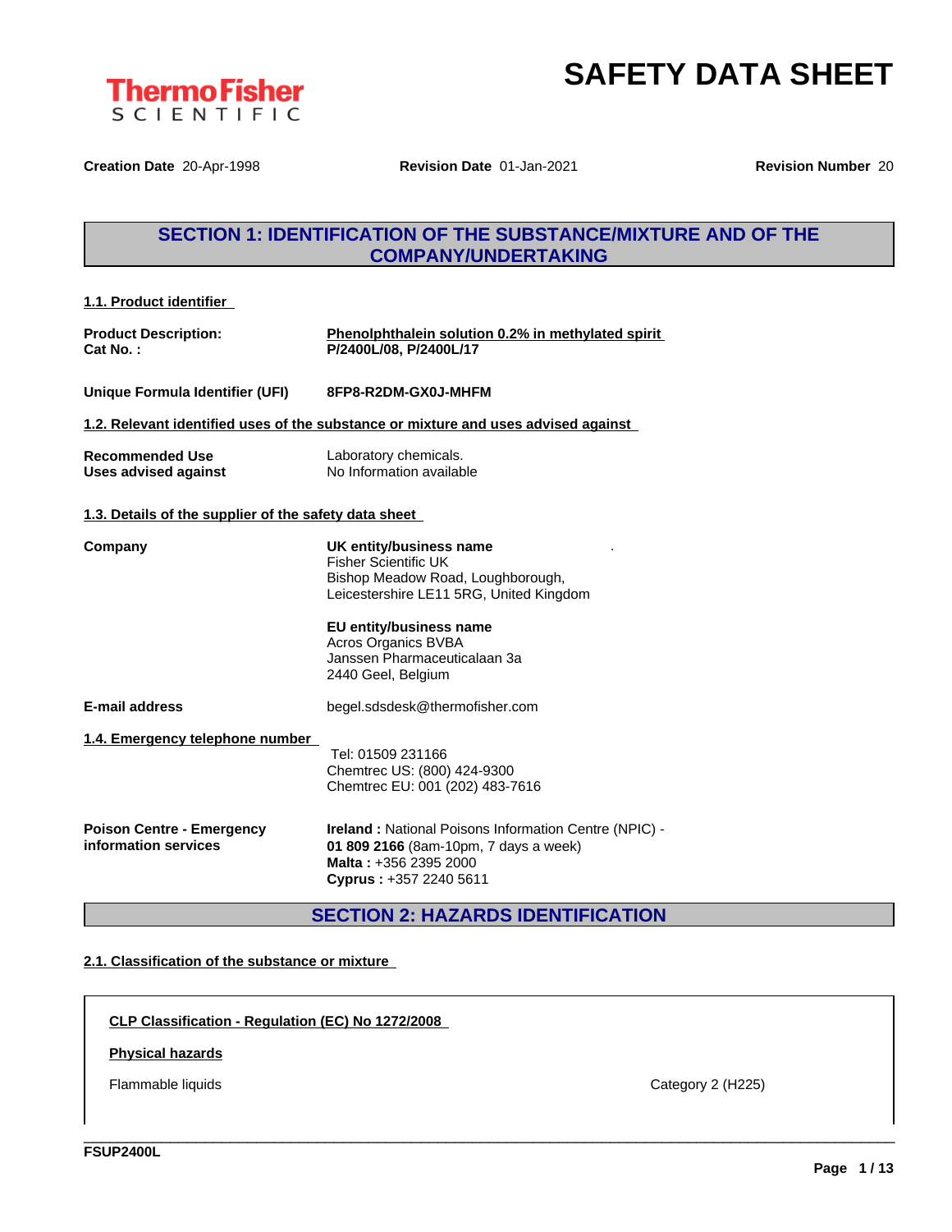ThermoFisher SCIENTIFIC

# SAFETY DATA SHEET

**Creation Date** 20-Apr-1998 **Revision Date** 01-Jan-2021 **Revision Number** 20

## SECTION 1: IDENTIFICATION OF THE SUBSTANCE/MIXTURE AND OF THE COMPANY/UNDERTAKING

### 1.1. Product identifier

| | |
|---|---|
| **Product Description:** | **Phenolphthalein solution 0.2% in methylated spirit** |
| **Cat No. :** | **P/2400L/08, P/2400L/17** |
| **Unique Formula Identifier (UFI)** | **8FP8-R2DM-GX0J-MHFM** |

### 1.2. Relevant identified uses of the substance or mixture and uses advised against

| | |
|---|---|
| **Recommended Use** | Laboratory chemicals. |
| **Uses advised against** | No Information available |

### 1.3. Details of the supplier of the safety data sheet

**Company**

**UK entity/business name**
Fisher Scientific UK
Bishop Meadow Road, Loughborough,
Leicestershire LE11 5RG, United Kingdom

**EU entity/business name**
Acros Organics BVBA
Janssen Pharmaceuticalaan 3a
2440 Geel, Belgium

**E-mail address** begel.sdsdesk@thermofisher.com

### 1.4. Emergency telephone number

Tel: 01509 231166
Chemtrec US: (800) 424-9300
Chemtrec EU: 001 (202) 483-7616

**Poison Centre - Emergency information services**

**Ireland :** National Poisons Information Centre (NPIC) - **01 809 2166** (8am-10pm, 7 days a week)
**Malta :** +356 2395 2000
**Cyprus :** +357 2240 5611

## SECTION 2: HAZARDS IDENTIFICATION

### 2.1. Classification of the substance or mixture

**CLP Classification - Regulation (EC) No 1272/2008**

**Physical hazards**

| | |
|---|---|
| Flammable liquids | Category 2 (H225) |

FSUP2400L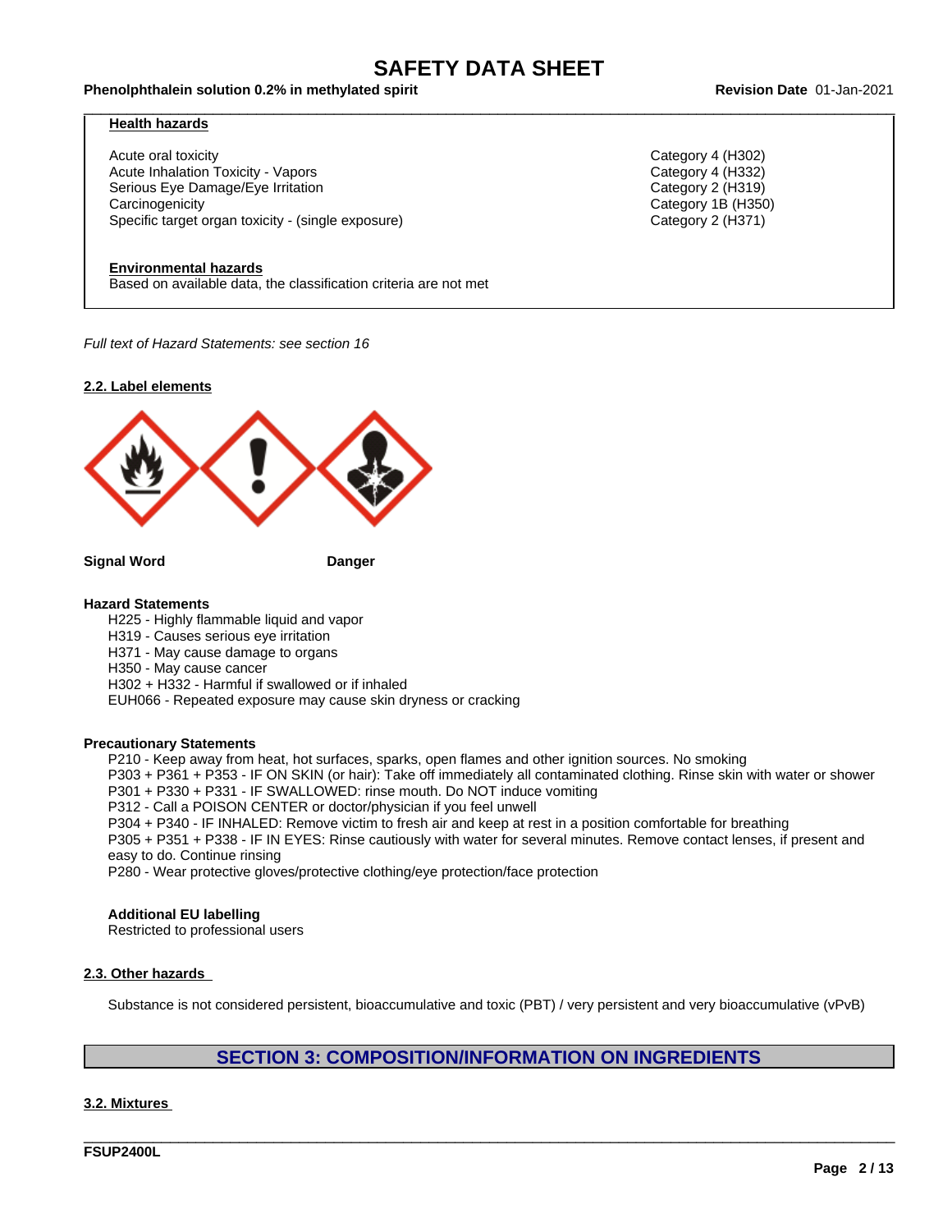**Health hazards**

| | |
|---|---|
| Acute oral toxicity | Category 4 (H302) |
| Acute Inhalation Toxicity - Vapors | Category 4 (H332) |
| Serious Eye Damage/Eye Irritation | Category 2 (H319) |
| Carcinogenicity | Category 1B (H350) |
| Specific target organ toxicity - (single exposure) | Category 2 (H371) |

**Environmental hazards**

Based on available data, the classification criteria are not met

*Full text of Hazard Statements: see section 16*

### 2.2. Label elements

**Signal Word** **Danger**

**Hazard Statements**

- H225 - Highly flammable liquid and vapor
- H319 - Causes serious eye irritation
- H371 - May cause damage to organs
- H350 - May cause cancer
- H302 + H332 - Harmful if swallowed or if inhaled
- EUH066 - Repeated exposure may cause skin dryness or cracking

**Precautionary Statements**

- P210 - Keep away from heat, hot surfaces, sparks, open flames and other ignition sources. No smoking
- P303 + P361 + P353 - IF ON SKIN (or hair): Take off immediately all contaminated clothing. Rinse skin with water or shower
- P301 + P330 + P331 - IF SWALLOWED: rinse mouth. Do NOT induce vomiting
- P312 - Call a POISON CENTER or doctor/physician if you feel unwell
- P304 + P340 - IF INHALED: Remove victim to fresh air and keep at rest in a position comfortable for breathing
- P305 + P351 + P338 - IF IN EYES: Rinse cautiously with water for several minutes. Remove contact lenses, if present and easy to do. Continue rinsing
- P280 - Wear protective gloves/protective clothing/eye protection/face protection

**Additional EU labelling**

Restricted to professional users

### 2.3. Other hazards

Substance is not considered persistent, bioaccumulative and toxic (PBT) / very persistent and very bioaccumulative (vPvB)

## SECTION 3: COMPOSITION/INFORMATION ON INGREDIENTS

### 3.2. Mixtures

FSUP2400L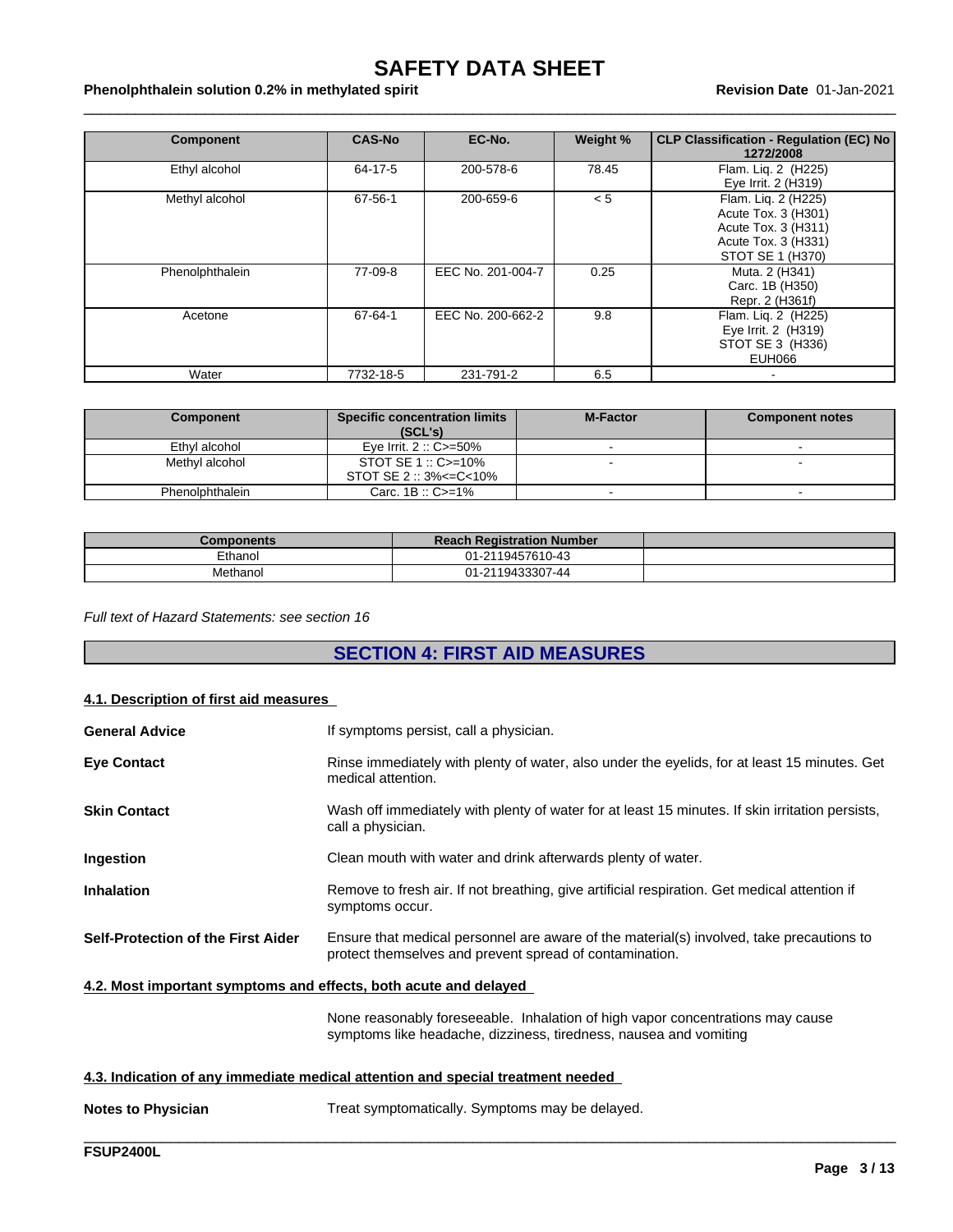| Component | CAS-No | EC-No. | Weight % | CLP Classification - Regulation (EC) No 1272/2008 |
|---|---|---|---|---|
| Ethyl alcohol | 64-17-5 | 200-578-6 | 78.45 | Flam. Liq. 2 (H225)<br>Eye Irrit. 2 (H319) |
| Methyl alcohol | 67-56-1 | 200-659-6 | < 5 | Flam. Liq. 2 (H225)<br>Acute Tox. 3 (H301)<br>Acute Tox. 3 (H311)<br>Acute Tox. 3 (H331)<br>STOT SE 1 (H370) |
| Phenolphthalein | 77-09-8 | EEC No. 201-004-7 | 0.25 | Muta. 2 (H341)<br>Carc. 1B (H350)<br>Repr. 2 (H361f) |
| Acetone | 67-64-1 | EEC No. 200-662-2 | 9.8 | Flam. Liq. 2 (H225)<br>Eye Irrit. 2 (H319)<br>STOT SE 3 (H336)<br>EUH066 |
| Water | 7732-18-5 | 231-791-2 | 6.5 | - |

| Component | Specific concentration limits (SCL's) | M-Factor | Component notes |
|---|---|---|---|
| Ethyl alcohol | Eye Irrit. 2 :: C>=50% | - | - |
| Methyl alcohol | STOT SE 1 :: C>=10%<br>STOT SE 2 :: 3%<=C<10% | - | - |
| Phenolphthalein | Carc. 1B :: C>=1% | - | - |

| Components | Reach Registration Number | |
|---|---|---|
| Ethanol | 01-2119457610-43 | |
| Methanol | 01-2119433307-44 | |

*Full text of Hazard Statements: see section 16*

## SECTION 4: FIRST AID MEASURES

### 4.1. Description of first aid measures

**General Advice** If symptoms persist, call a physician.

**Eye Contact** Rinse immediately with plenty of water, also under the eyelids, for at least 15 minutes. Get medical attention.

**Skin Contact** Wash off immediately with plenty of water for at least 15 minutes. If skin irritation persists, call a physician.

**Ingestion** Clean mouth with water and drink afterwards plenty of water.

**Inhalation** Remove to fresh air. If not breathing, give artificial respiration. Get medical attention if symptoms occur.

**Self-Protection of the First Aider** Ensure that medical personnel are aware of the material(s) involved, take precautions to protect themselves and prevent spread of contamination.

### 4.2. Most important symptoms and effects, both acute and delayed

None reasonably foreseeable. Inhalation of high vapor concentrations may cause symptoms like headache, dizziness, tiredness, nausea and vomiting

### 4.3. Indication of any immediate medical attention and special treatment needed

**Notes to Physician** Treat symptomatically. Symptoms may be delayed.

FSUP2400L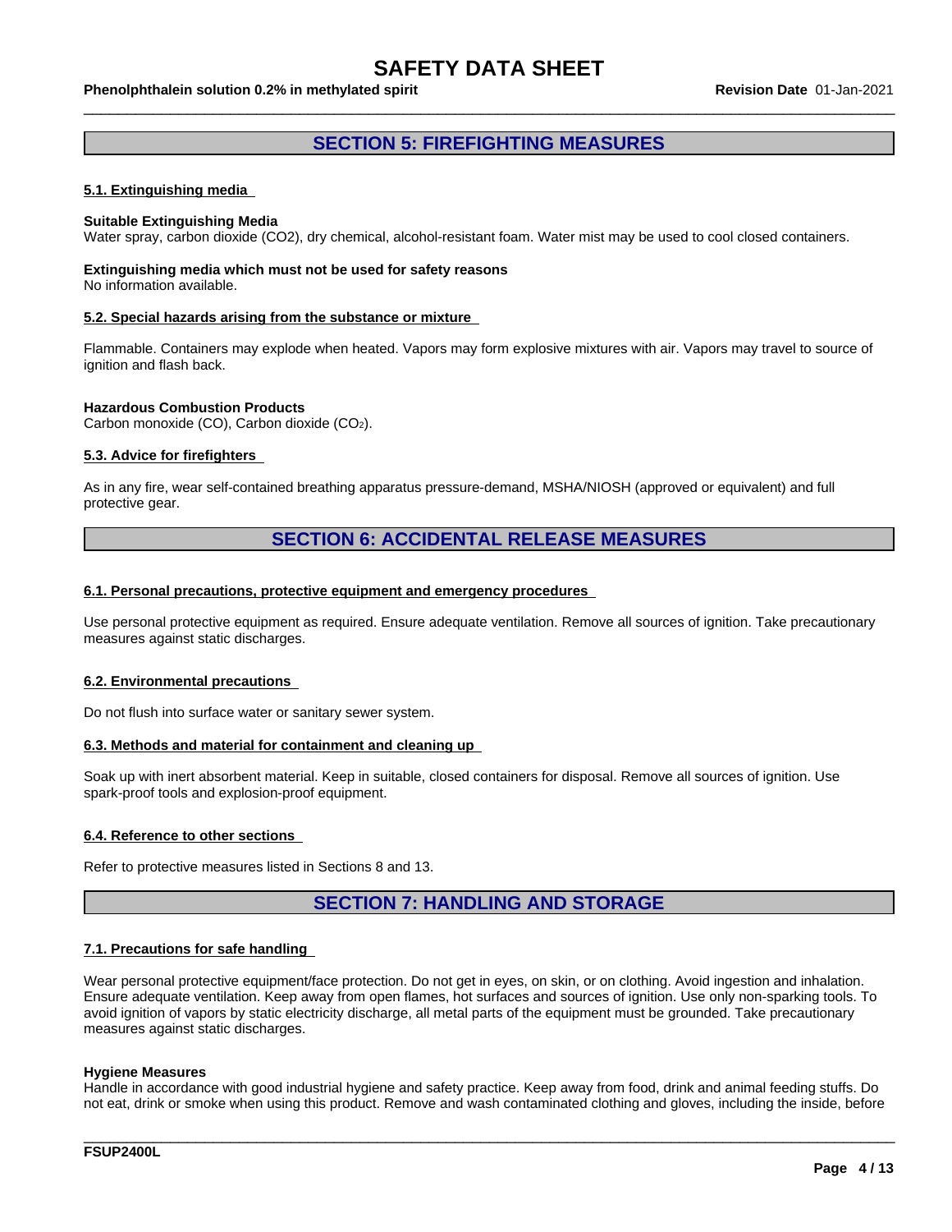## SECTION 5: FIREFIGHTING MEASURES

### 5.1. Extinguishing media

**Suitable Extinguishing Media**
Water spray, carbon dioxide ($CO_2$), dry chemical, alcohol-resistant foam. Water mist may be used to cool closed containers.

**Extinguishing media which must not be used for safety reasons**
No information available.

### 5.2. Special hazards arising from the substance or mixture

Flammable. Containers may explode when heated. Vapors may form explosive mixtures with air. Vapors may travel to source of ignition and flash back.

**Hazardous Combustion Products**
Carbon monoxide (CO), Carbon dioxide ($CO_2$).

### 5.3. Advice for firefighters

As in any fire, wear self-contained breathing apparatus pressure-demand, MSHA/NIOSH (approved or equivalent) and full protective gear.

## SECTION 6: ACCIDENTAL RELEASE MEASURES

### 6.1. Personal precautions, protective equipment and emergency procedures

Use personal protective equipment as required. Ensure adequate ventilation. Remove all sources of ignition. Take precautionary measures against static discharges.

### 6.2. Environmental precautions

Do not flush into surface water or sanitary sewer system.

### 6.3. Methods and material for containment and cleaning up

Soak up with inert absorbent material. Keep in suitable, closed containers for disposal. Remove all sources of ignition. Use spark-proof tools and explosion-proof equipment.

### 6.4. Reference to other sections

Refer to protective measures listed in Sections 8 and 13.

## SECTION 7: HANDLING AND STORAGE

### 7.1. Precautions for safe handling

Wear personal protective equipment/face protection. Do not get in eyes, on skin, or on clothing. Avoid ingestion and inhalation. Ensure adequate ventilation. Keep away from open flames, hot surfaces and sources of ignition. Use only non-sparking tools. To avoid ignition of vapors by static electricity discharge, all metal parts of the equipment must be grounded. Take precautionary measures against static discharges.

**Hygiene Measures**
Handle in accordance with good industrial hygiene and safety practice. Keep away from food, drink and animal feeding stuffs. Do not eat, drink or smoke when using this product. Remove and wash contaminated clothing and gloves, including the inside, before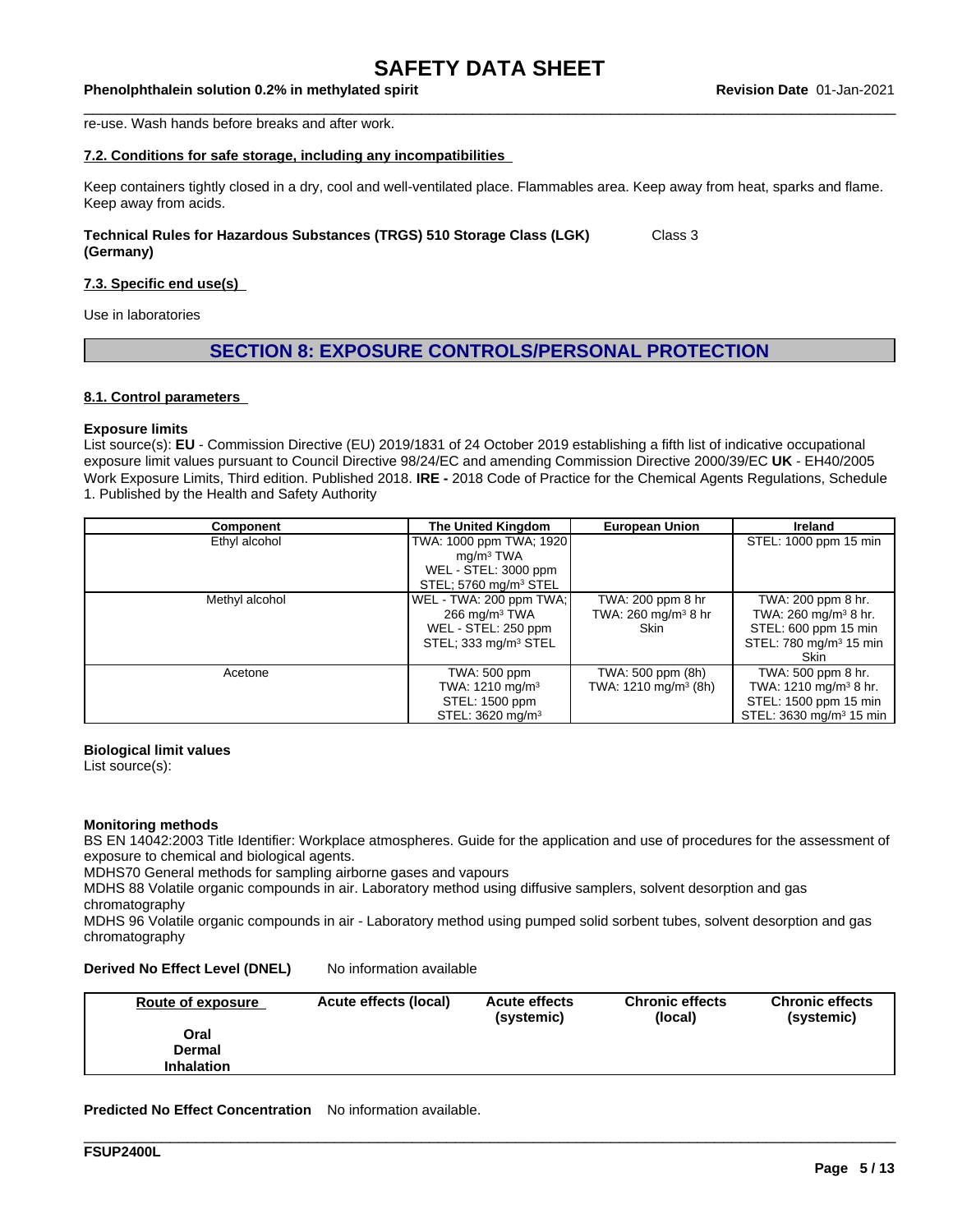re-use. Wash hands before breaks and after work.

### 7.2. Conditions for safe storage, including any incompatibilities

Keep containers tightly closed in a dry, cool and well-ventilated place. Flammables area. Keep away from heat, sparks and flame. Keep away from acids.

**Technical Rules for Hazardous Substances (TRGS) 510 Storage Class (LGK) (Germany)** Class 3

### 7.3. Specific end use(s)

Use in laboratories

## SECTION 8: EXPOSURE CONTROLS/PERSONAL PROTECTION

### 8.1. Control parameters

**Exposure limits**
List source(s): **EU** - Commission Directive (EU) 2019/1831 of 24 October 2019 establishing a fifth list of indicative occupational exposure limit values pursuant to Council Directive 98/24/EC and amending Commission Directive 2000/39/EC **UK** - EH40/2005 Work Exposure Limits, Third edition. Published 2018. **IRE -** 2018 Code of Practice for the Chemical Agents Regulations, Schedule 1. Published by the Health and Safety Authority

| Component | The United Kingdom | European Union | Ireland |
|---|---|---|---|
| Ethyl alcohol | TWA: 1000 ppm TWA; 1920 mg/m³ TWA<br>WEL - STEL: 3000 ppm STEL; 5760 mg/m³ STEL | | STEL: 1000 ppm 15 min |
| Methyl alcohol | WEL - TWA: 200 ppm TWA; 266 mg/m³ TWA<br>WEL - STEL: 250 ppm STEL; 333 mg/m³ STEL | TWA: 200 ppm 8 hr<br>TWA: 260 mg/m³ 8 hr<br>Skin | TWA: 200 ppm 8 hr.<br>TWA: 260 mg/m³ 8 hr.<br>STEL: 600 ppm 15 min<br>STEL: 780 mg/m³ 15 min<br>Skin |
| Acetone | TWA: 500 ppm<br>TWA: 1210 mg/m³<br>STEL: 1500 ppm<br>STEL: 3620 mg/m³ | TWA: 500 ppm (8h)<br>TWA: 1210 mg/m³ (8h) | TWA: 500 ppm 8 hr.<br>TWA: 1210 mg/m³ 8 hr.<br>STEL: 1500 ppm 15 min<br>STEL: 3630 mg/m³ 15 min |

**Biological limit values**
List source(s):

**Monitoring methods**
BS EN 14042:2003 Title Identifier: Workplace atmospheres. Guide for the application and use of procedures for the assessment of exposure to chemical and biological agents.
MDHS70 General methods for sampling airborne gases and vapours
MDHS 88 Volatile organic compounds in air. Laboratory method using diffusive samplers, solvent desorption and gas chromatography
MDHS 96 Volatile organic compounds in air - Laboratory method using pumped solid sorbent tubes, solvent desorption and gas chromatography

**Derived No Effect Level (DNEL)** No information available

| Route of exposure | Acute effects (local) | Acute effects (systemic) | Chronic effects (local) | Chronic effects (systemic) |
|---|---|---|---|---|
| **Oral** | | | | |
| **Dermal** | | | | |
| **Inhalation** | | | | |

**Predicted No Effect Concentration** No information available.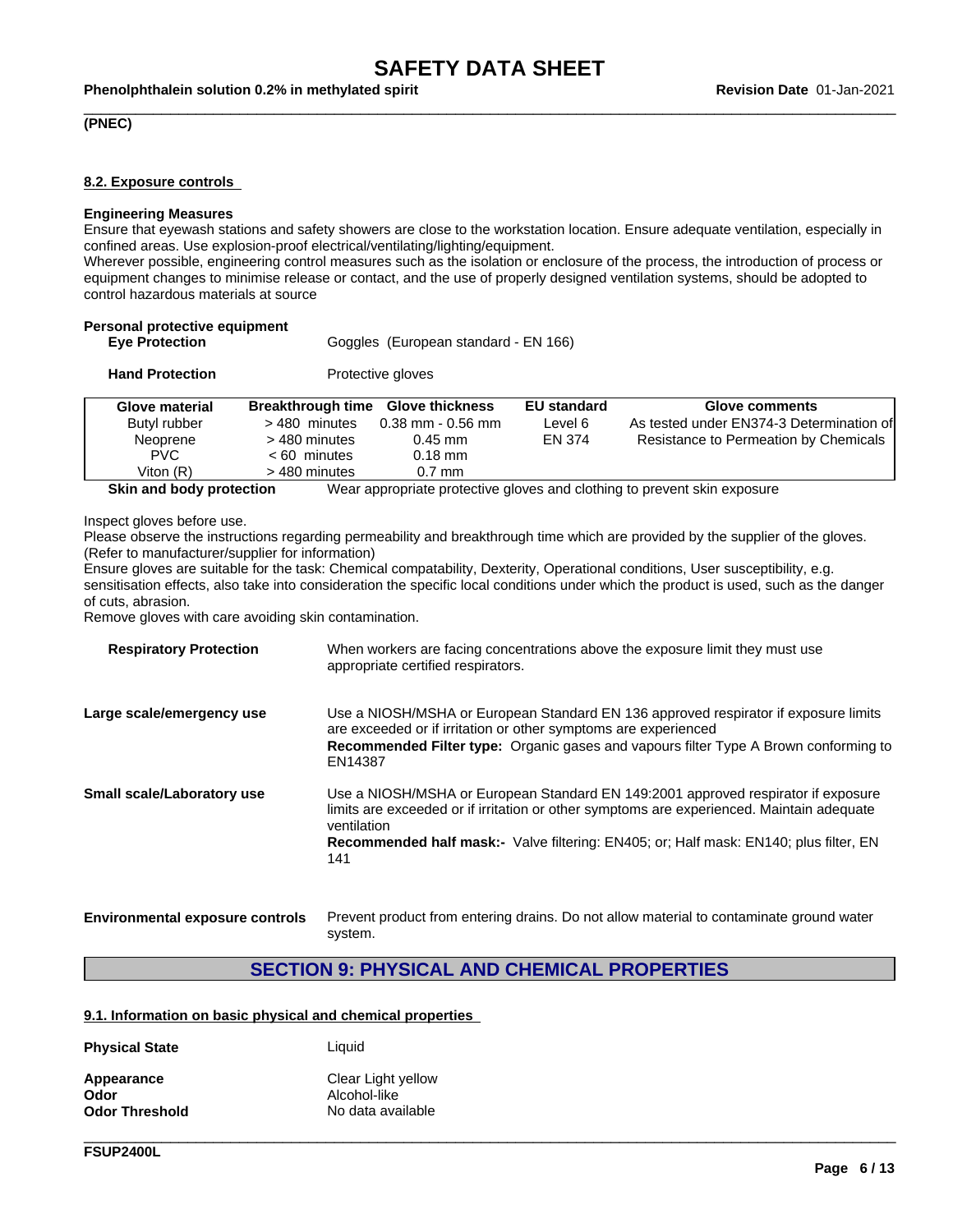**(PNEC)**

### 8.2. Exposure controls

**Engineering Measures**
Ensure that eyewash stations and safety showers are close to the workstation location. Ensure adequate ventilation, especially in confined areas. Use explosion-proof electrical/ventilating/lighting/equipment.
Wherever possible, engineering control measures such as the isolation or enclosure of the process, the introduction of process or equipment changes to minimise release or contact, and the use of properly designed ventilation systems, should be adopted to control hazardous materials at source

**Personal protective equipment**

**Eye Protection** Goggles (European standard - EN 166)

**Hand Protection** Protective gloves

| Glove material | Breakthrough time | Glove thickness | EU standard | Glove comments |
|---|---|---|---|---|
| Butyl rubber | > 480 minutes | 0.38 mm - 0.56 mm | Level 6 | As tested under EN374-3 Determination of |
| Neoprene | > 480 minutes | 0.45 mm | EN 374 | Resistance to Permeation by Chemicals |
| PVC | < 60 minutes | 0.18 mm | | |
| Viton (R) | > 480 minutes | 0.7 mm | | |

**Skin and body protection** Wear appropriate protective gloves and clothing to prevent skin exposure

Inspect gloves before use.
Please observe the instructions regarding permeability and breakthrough time which are provided by the supplier of the gloves. (Refer to manufacturer/supplier for information)
Ensure gloves are suitable for the task: Chemical compatability, Dexterity, Operational conditions, User susceptibility, e.g. sensitisation effects, also take into consideration the specific local conditions under which the product is used, such as the danger of cuts, abrasion.
Remove gloves with care avoiding skin contamination.

**Respiratory Protection** When workers are facing concentrations above the exposure limit they must use appropriate certified respirators.

**Large scale/emergency use** Use a NIOSH/MSHA or European Standard EN 136 approved respirator if exposure limits are exceeded or if irritation or other symptoms are experienced
**Recommended Filter type:** Organic gases and vapours filter Type A Brown conforming to EN14387

**Small scale/Laboratory use** Use a NIOSH/MSHA or European Standard EN 149:2001 approved respirator if exposure limits are exceeded or if irritation or other symptoms are experienced. Maintain adequate ventilation
**Recommended half mask:-** Valve filtering: EN405; or; Half mask: EN140; plus filter, EN 141

**Environmental exposure controls** Prevent product from entering drains. Do not allow material to contaminate ground water system.

## SECTION 9: PHYSICAL AND CHEMICAL PROPERTIES

### 9.1. Information on basic physical and chemical properties

**Physical State** Liquid

**Appearance** Clear Light yellow
**Odor** Alcohol-like
**Odor Threshold** No data available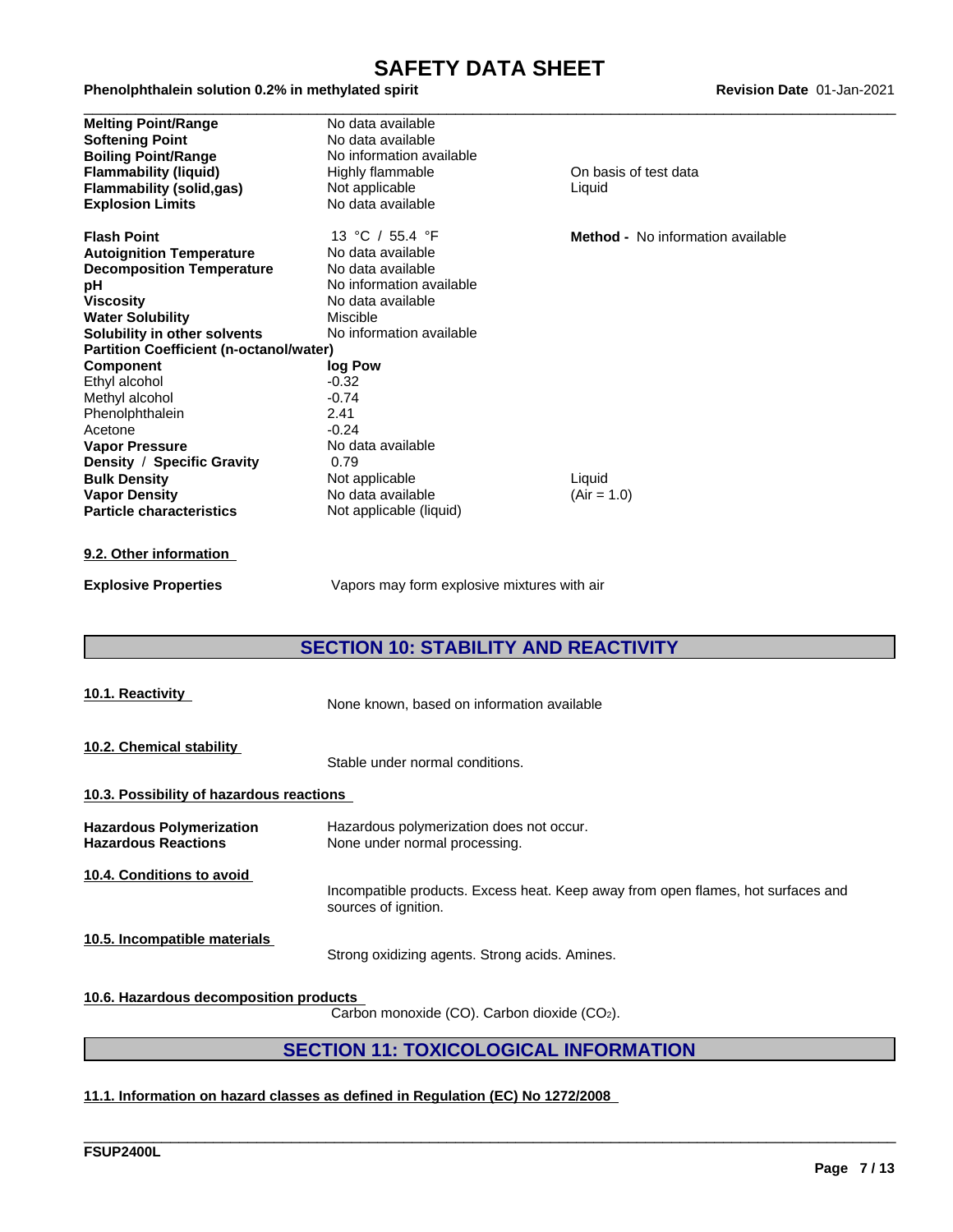| | | |
|---|---|---|
| **Melting Point/Range** | No data available | |
| **Softening Point** | No data available | |
| **Boiling Point/Range** | No information available | |
| **Flammability (liquid)** | Highly flammable | On basis of test data |
| **Flammability (solid,gas)** | Not applicable | Liquid |
| **Explosion Limits** | No data available | |
| **Flash Point** | 13 °C / 55.4 °F | **Method -** No information available |
| **Autoignition Temperature** | No data available | |
| **Decomposition Temperature** | No data available | |
| **pH** | No information available | |
| **Viscosity** | No data available | |
| **Water Solubility** | Miscible | |
| **Solubility in other solvents** | No information available | |
| **Partition Coefficient (n-octanol/water)** | | |
| **Component** | **log Pow** | |
| Ethyl alcohol | -0.32 | |
| Methyl alcohol | -0.74 | |
| Phenolphthalein | 2.41 | |
| Acetone | -0.24 | |
| **Vapor Pressure** | No data available | |
| **Density / Specific Gravity** | 0.79 | |
| **Bulk Density** | Not applicable | Liquid |
| **Vapor Density** | No data available | (Air = 1.0) |
| **Particle characteristics** | Not applicable (liquid) | |

**9.2. Other information**

**Explosive Properties** Vapors may form explosive mixtures with air

## SECTION 10: STABILITY AND REACTIVITY

**10.1. Reactivity**

None known, based on information available

**10.2. Chemical stability**

Stable under normal conditions.

**10.3. Possibility of hazardous reactions**

**Hazardous Polymerization** Hazardous polymerization does not occur.
**Hazardous Reactions** None under normal processing.

**10.4. Conditions to avoid**

Incompatible products. Excess heat. Keep away from open flames, hot surfaces and sources of ignition.

**10.5. Incompatible materials**

Strong oxidizing agents. Strong acids. Amines.

**10.6. Hazardous decomposition products**

Carbon monoxide (CO). Carbon dioxide ($CO_2$).

## SECTION 11: TOXICOLOGICAL INFORMATION

**11.1. Information on hazard classes as defined in Regulation (EC) No 1272/2008**

FSUP2400L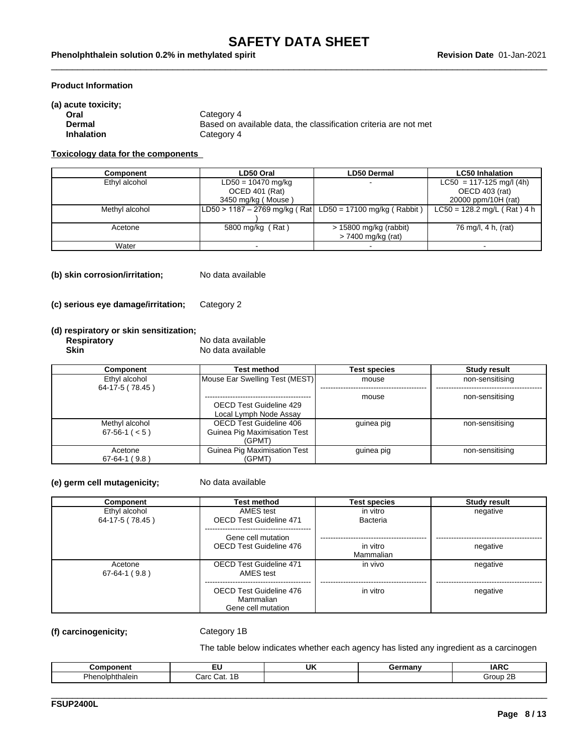**Product Information**

**(a) acute toxicity;**

| | |
|---|---|
| **Oral** | Category 4 |
| **Dermal** | Based on available data, the classification criteria are not met |
| **Inhalation** | Category 4 |

**Toxicology data for the components**

| Component | LD50 Oral | LD50 Dermal | LC50 Inhalation |
|---|---|---|---|
| Ethyl alcohol | LD50 = 10470 mg/kg OCED 401 (Rat) 3450 mg/kg ( Mouse ) | - | LC50 = 117-125 mg/l (4h) OECD 403 (rat) 20000 ppm/10H (rat) |
| Methyl alcohol | LD50 > 1187 – 2769 mg/kg ( Rat ) | LD50 = 17100 mg/kg ( Rabbit ) | LC50 = 128.2 mg/L ( Rat ) 4 h |
| Acetone | 5800 mg/kg ( Rat ) | > 15800 mg/kg (rabbit) > 7400 mg/kg (rat) | 76 mg/l, 4 h, (rat) |
| Water | - | - | - |

**(b) skin corrosion/irritation;** No data available

**(c) serious eye damage/irritation;** Category 2

**(d) respiratory or skin sensitization;**

| | |
|---|---|
| **Respiratory** | No data available |
| **Skin** | No data available |

| Component | Test method | Test species | Study result |
|---|---|---|---|
| Ethyl alcohol 64-17-5 ( 78.45 ) | Mouse Ear Swelling Test (MEST) | mouse | non-sensitising |
| | OECD Test Guideline 429 Local Lymph Node Assay | mouse | non-sensitising |
| Methyl alcohol 67-56-1 ( < 5 ) | OECD Test Guideline 406 Guinea Pig Maximisation Test (GPMT) | guinea pig | non-sensitising |
| Acetone 67-64-1 ( 9.8 ) | Guinea Pig Maximisation Test (GPMT) | guinea pig | non-sensitising |

**(e) germ cell mutagenicity;** No data available

| Component | Test method | Test species | Study result |
|---|---|---|---|
| Ethyl alcohol 64-17-5 ( 78.45 ) | AMES test OECD Test Guideline 471 | in vitro Bacteria | negative |
| | Gene cell mutation OECD Test Guideline 476 | in vitro Mammalian | negative |
| Acetone 67-64-1 ( 9.8 ) | OECD Test Guideline 471 AMES test | in vivo | negative |
| | OECD Test Guideline 476 Mammalian Gene cell mutation | in vitro | negative |

**(f) carcinogenicity;** Category 1B

The table below indicates whether each agency has listed any ingredient as a carcinogen

| Component | EU | UK | Germany | IARC |
|---|---|---|---|---|
| Phenolphthalein | Carc Cat. 1B | | | Group 2B |

**FSUP2400L**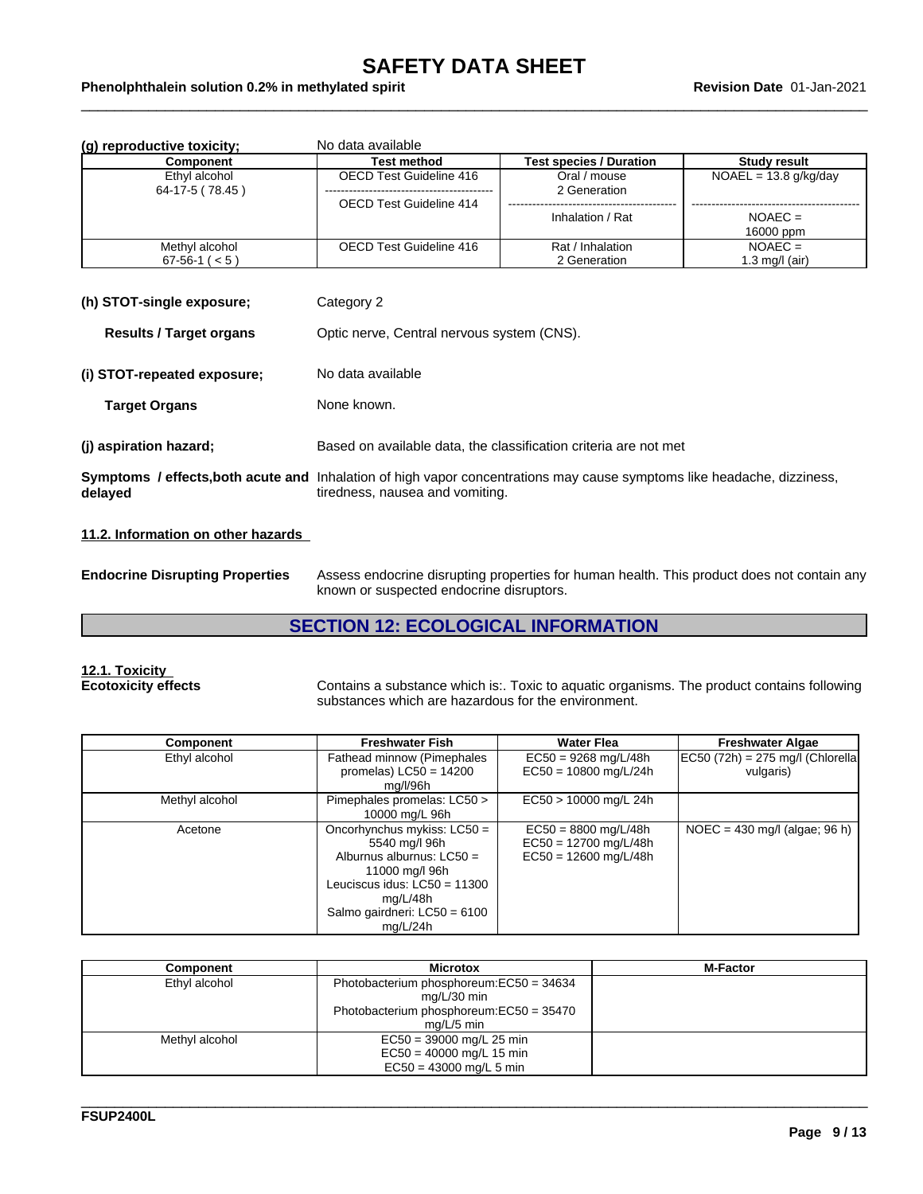**(g) reproductive toxicity;** No data available

| Component | Test method | Test species / Duration | Study result |
|---|---|---|---|
| Ethyl alcohol<br>64-17-5 ( 78.45 ) | OECD Test Guideline 416<br>OECD Test Guideline 414 | Oral / mouse<br>2 Generation<br>Inhalation / Rat | NOAEL = 13.8 g/kg/day<br>NOAEC =<br>16000 ppm |
| Methyl alcohol<br>67-56-1 ( < 5 ) | OECD Test Guideline 416 | Rat / Inhalation<br>2 Generation | NOAEC =<br>1.3 mg/l (air) |

**(h) STOT-single exposure;** Category 2

**Results / Target organs** Optic nerve, Central nervous system (CNS).

**(i) STOT-repeated exposure;** No data available

**Target Organs** None known.

**(j) aspiration hazard;** Based on available data, the classification criteria are not met

**Symptoms / effects,both acute and delayed** Inhalation of high vapor concentrations may cause symptoms like headache, dizziness, tiredness, nausea and vomiting.

### 11.2. Information on other hazards

**Endocrine Disrupting Properties** Assess endocrine disrupting properties for human health. This product does not contain any known or suspected endocrine disruptors.

## SECTION 12: ECOLOGICAL INFORMATION

### 12.1. Toxicity

**Ecotoxicity effects** Contains a substance which is:. Toxic to aquatic organisms. The product contains following substances which are hazardous for the environment.

| Component | Freshwater Fish | Water Flea | Freshwater Algae |
|---|---|---|---|
| Ethyl alcohol | Fathead minnow (Pimephales promelas) LC50 = 14200 mg/l/96h | EC50 = 9268 mg/L/48h<br>EC50 = 10800 mg/L/24h | EC50 (72h) = 275 mg/l (Chlorella vulgaris) |
| Methyl alcohol | Pimephales promelas: LC50 > 10000 mg/L 96h | EC50 > 10000 mg/L 24h | |
| Acetone | Oncorhynchus mykiss: LC50 = 5540 mg/l 96h<br>Alburnus alburnus: LC50 = 11000 mg/l 96h<br>Leuciscus idus: LC50 = 11300 mg/L/48h<br>Salmo gairdneri: LC50 = 6100 mg/L/24h | EC50 = 8800 mg/L/48h<br>EC50 = 12700 mg/L/48h<br>EC50 = 12600 mg/L/48h | NOEC = 430 mg/l (algae; 96 h) |

| Component | Microtox | M-Factor |
|---|---|---|
| Ethyl alcohol | Photobacterium phosphoreum:EC50 = 34634 mg/L/30 min<br>Photobacterium phosphoreum:EC50 = 35470 mg/L/5 min | |
| Methyl alcohol | EC50 = 39000 mg/L 25 min<br>EC50 = 40000 mg/L 15 min<br>EC50 = 43000 mg/L 5 min | |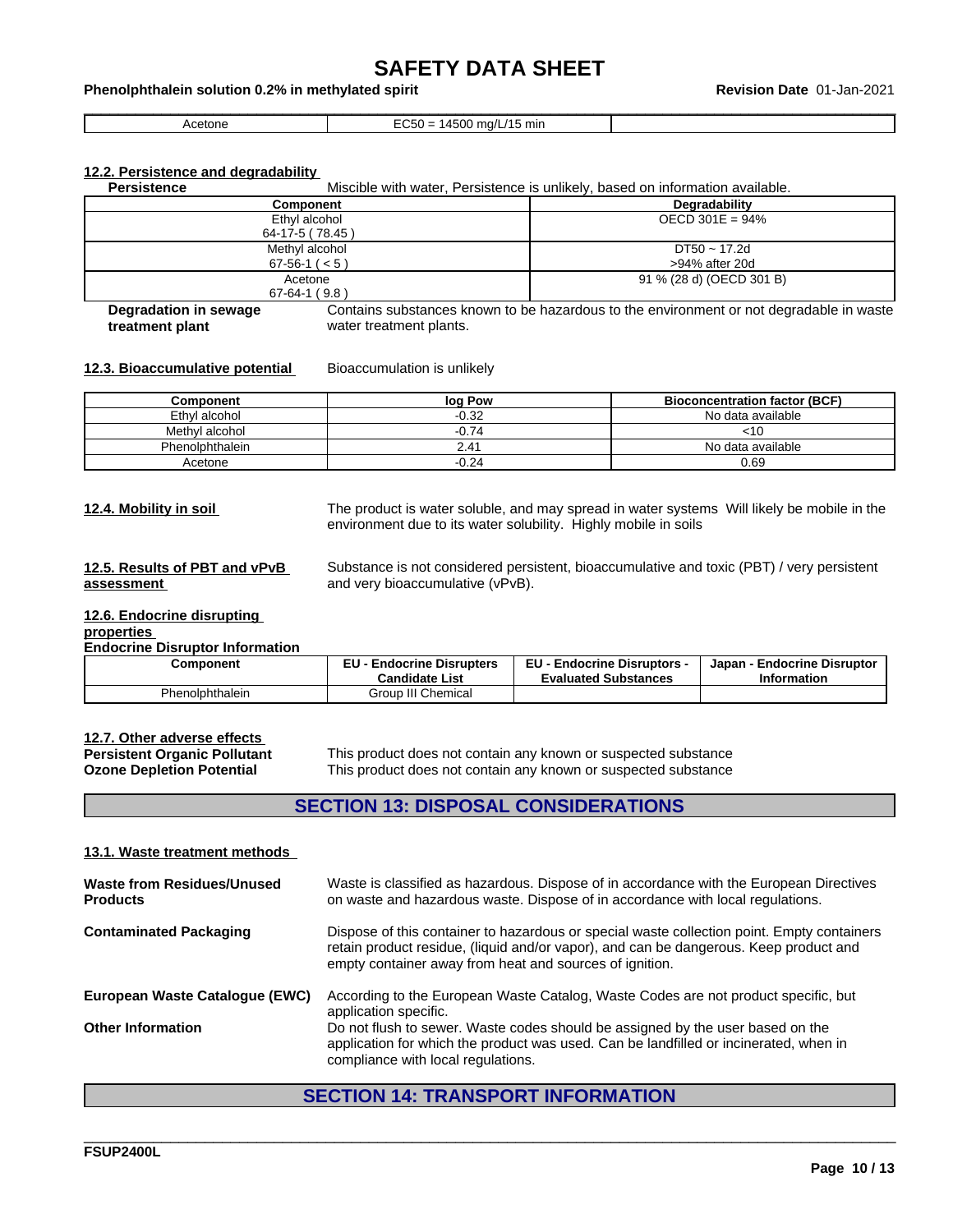| Acetone | EC50 = 14500 mg/L/15 min | |
|---|---|---|

**12.2. Persistence and degradability**

**Persistence** Miscible with water, Persistence is unlikely, based on information available.

| Component | Degradability |
|---|---|
| Ethyl alcohol 64-17-5 ( 78.45 ) | OECD 301E = 94% |
| Methyl alcohol 67-56-1 ( < 5 ) | DT50 ~ 17.2d >94% after 20d |
| Acetone 67-64-1 ( 9.8 ) | 91 % (28 d) (OECD 301 B) |

**Degradation in sewage treatment plant** Contains substances known to be hazardous to the environment or not degradable in waste water treatment plants.

**12.3. Bioaccumulative potential** Bioaccumulation is unlikely

| Component | log Pow | Bioconcentration factor (BCF) |
|---|---|---|
| Ethyl alcohol | -0.32 | No data available |
| Methyl alcohol | -0.74 | <10 |
| Phenolphthalein | 2.41 | No data available |
| Acetone | -0.24 | 0.69 |

**12.4. Mobility in soil** The product is water soluble, and may spread in water systems Will likely be mobile in the environment due to its water solubility. Highly mobile in soils

**12.5. Results of PBT and vPvB assessment** Substance is not considered persistent, bioaccumulative and toxic (PBT) / very persistent and very bioaccumulative (vPvB).

**12.6. Endocrine disrupting properties**

**Endocrine Disruptor Information**

| Component | EU - Endocrine Disrupters Candidate List | EU - Endocrine Disruptors - Evaluated Substances | Japan - Endocrine Disruptor Information |
|---|---|---|---|
| Phenolphthalein | Group III Chemical | | |

**12.7. Other adverse effects**

**Persistent Organic Pollutant** This product does not contain any known or suspected substance

**Ozone Depletion Potential** This product does not contain any known or suspected substance

## SECTION 13: DISPOSAL CONSIDERATIONS

**13.1. Waste treatment methods**

**Waste from Residues/Unused Products** Waste is classified as hazardous. Dispose of in accordance with the European Directives on waste and hazardous waste. Dispose of in accordance with local regulations.

**Contaminated Packaging** Dispose of this container to hazardous or special waste collection point. Empty containers retain product residue, (liquid and/or vapor), and can be dangerous. Keep product and empty container away from heat and sources of ignition.

**European Waste Catalogue (EWC)** According to the European Waste Catalog, Waste Codes are not product specific, but application specific.

**Other Information** Do not flush to sewer. Waste codes should be assigned by the user based on the application for which the product was used. Can be landfilled or incinerated, when in compliance with local regulations.

## SECTION 14: TRANSPORT INFORMATION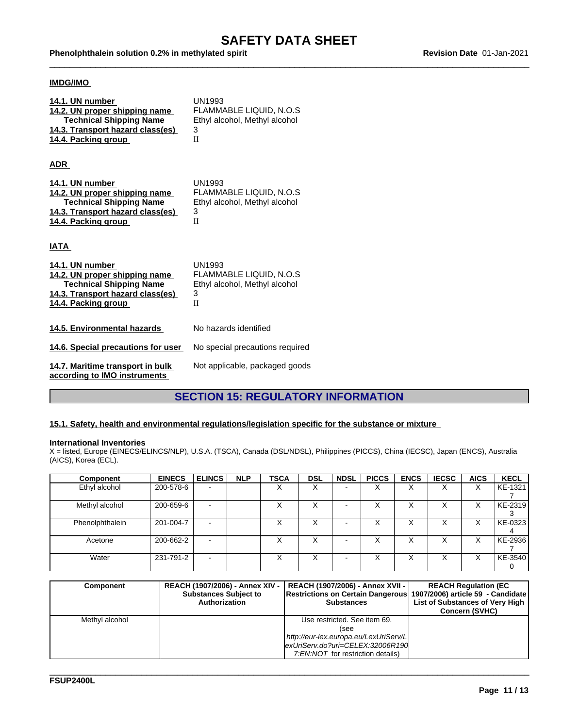**IMDG/IMO**

| | |
|---|---|
| **14.1. UN number** | UN1993 |
| **14.2. UN proper shipping name** | FLAMMABLE LIQUID, N.O.S |
| **Technical Shipping Name** | Ethyl alcohol, Methyl alcohol |
| **14.3. Transport hazard class(es)** | 3 |
| **14.4. Packing group** | II |

**ADR**

| | |
|---|---|
| **14.1. UN number** | UN1993 |
| **14.2. UN proper shipping name** | FLAMMABLE LIQUID, N.O.S |
| **Technical Shipping Name** | Ethyl alcohol, Methyl alcohol |
| **14.3. Transport hazard class(es)** | 3 |
| **14.4. Packing group** | II |

**IATA**

| | |
|---|---|
| **14.1. UN number** | UN1993 |
| **14.2. UN proper shipping name** | FLAMMABLE LIQUID, N.O.S |
| **Technical Shipping Name** | Ethyl alcohol, Methyl alcohol |
| **14.3. Transport hazard class(es)** | 3 |
| **14.4. Packing group** | II |

| | |
|---|---|
| **14.5. Environmental hazards** | No hazards identified |
| **14.6. Special precautions for user** | No special precautions required |
| **14.7. Maritime transport in bulk according to IMO instruments** | Not applicable, packaged goods |

## SECTION 15: REGULATORY INFORMATION

**15.1. Safety, health and environmental regulations/legislation specific for the substance or mixture**

**International Inventories**
X = listed, Europe (EINECS/ELINCS/NLP), U.S.A. (TSCA), Canada (DSL/NDSL), Philippines (PICCS), China (IECSC), Japan (ENCS), Australia (AICS), Korea (ECL).

| Component | EINECS | ELINCS | NLP | TSCA | DSL | NDSL | PICCS | ENCS | IECSC | AICS | KECL |
|---|---|---|---|---|---|---|---|---|---|---|---|
| Ethyl alcohol | 200-578-6 | - | | X | X | - | X | X | X | X | KE-13217 |
| Methyl alcohol | 200-659-6 | - | | X | X | - | X | X | X | X | KE-23193 |
| Phenolphthalein | 201-004-7 | - | | X | X | - | X | X | X | X | KE-03234 |
| Acetone | 200-662-2 | - | | X | X | - | X | X | X | X | KE-29367 |
| Water | 231-791-2 | - | | X | X | - | X | X | X | X | KE-35400 |

| Component | REACH (1907/2006) - Annex XIV - Substances Subject to Authorization | REACH (1907/2006) - Annex XVII - Restrictions on Certain Dangerous Substances | REACH Regulation (EC 1907/2006) article 59 - Candidate List of Substances of Very High Concern (SVHC) |
|---|---|---|---|
| Methyl alcohol | | Use restricted. See item 69. (see *http://eur-lex.europa.eu/LexUriServ/LexUriServ.do?uri=CELEX:32006R1907:EN:NOT* for restriction details) | |

FSUP2400L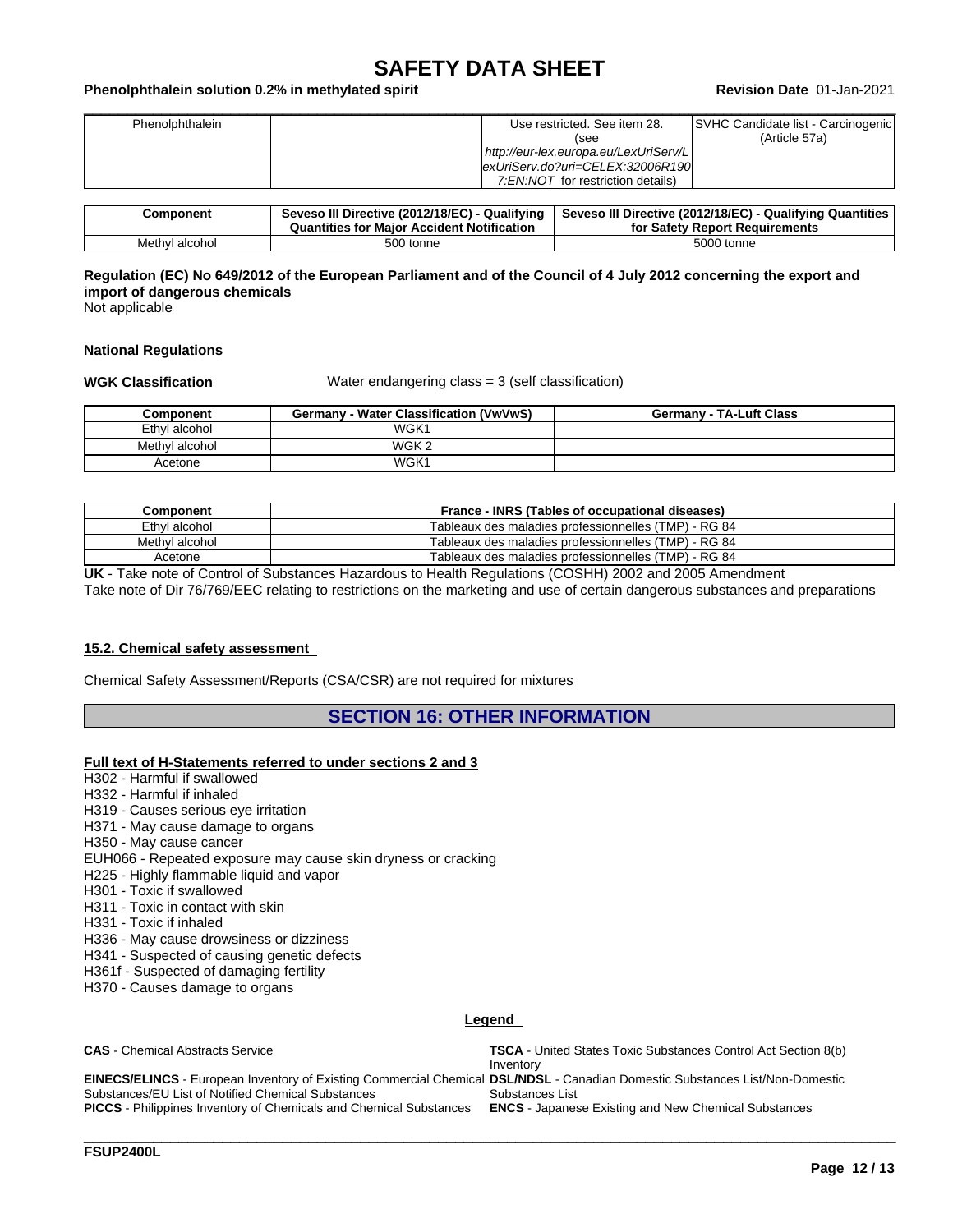| Phenolphthalein | | Use restricted. See item 28. (see http://eur-lex.europa.eu/LexUriServ/LexUriServ.do?uri=CELEX:32006R1907:EN:NOT for restriction details) | SVHC Candidate list - Carcinogenic (Article 57a) |
|---|---|---|---|

| Component | Seveso III Directive (2012/18/EC) - Qualifying Quantities for Major Accident Notification | Seveso III Directive (2012/18/EC) - Qualifying Quantities for Safety Report Requirements |
|---|---|---|
| Methyl alcohol | 500 tonne | 5000 tonne |

**Regulation (EC) No 649/2012 of the European Parliament and of the Council of 4 July 2012 concerning the export and import of dangerous chemicals**
Not applicable

**National Regulations**

**WGK Classification** Water endangering class = 3 (self classification)

| Component | Germany - Water Classification (VwVwS) | Germany - TA-Luft Class |
|---|---|---|
| Ethyl alcohol | WGK1 | |
| Methyl alcohol | WGK 2 | |
| Acetone | WGK1 | |

| Component | France - INRS (Tables of occupational diseases) |
|---|---|
| Ethyl alcohol | Tableaux des maladies professionnelles (TMP) - RG 84 |
| Methyl alcohol | Tableaux des maladies professionnelles (TMP) - RG 84 |
| Acetone | Tableaux des maladies professionnelles (TMP) - RG 84 |

**UK** - Take note of Control of Substances Hazardous to Health Regulations (COSHH) 2002 and 2005 Amendment
Take note of Dir 76/769/EEC relating to restrictions on the marketing and use of certain dangerous substances and preparations

### 15.2. Chemical safety assessment

Chemical Safety Assessment/Reports (CSA/CSR) are not required for mixtures

## SECTION 16: OTHER INFORMATION

**Full text of H-Statements referred to under sections 2 and 3**

H302 - Harmful if swallowed
H332 - Harmful if inhaled
H319 - Causes serious eye irritation
H371 - May cause damage to organs
H350 - May cause cancer
EUH066 - Repeated exposure may cause skin dryness or cracking
H225 - Highly flammable liquid and vapor
H301 - Toxic if swallowed
H311 - Toxic in contact with skin
H331 - Toxic if inhaled
H336 - May cause drowsiness or dizziness
H341 - Suspected of causing genetic defects
H361f - Suspected of damaging fertility
H370 - Causes damage to organs

**Legend**

**CAS** - Chemical Abstracts Service
**TSCA** - United States Toxic Substances Control Act Section 8(b) Inventory
**EINECS/ELINCS** - European Inventory of Existing Commercial Chemical Substances/EU List of Notified Chemical Substances
**DSL/NDSL** - Canadian Domestic Substances List/Non-Domestic Substances List
**PICCS** - Philippines Inventory of Chemicals and Chemical Substances
**ENCS** - Japanese Existing and New Chemical Substances

FSUP2400L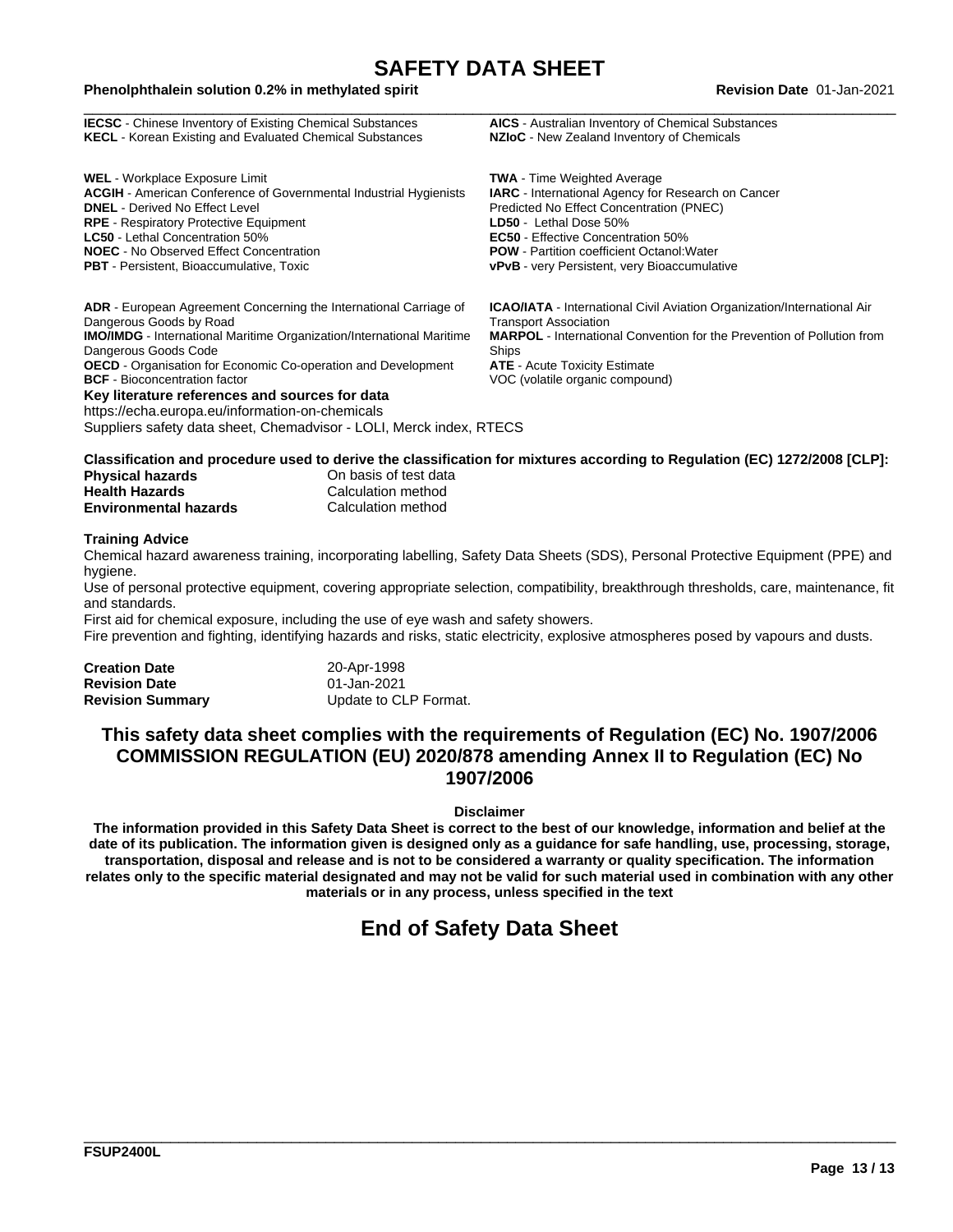**IECSC** - Chinese Inventory of Existing Chemical Substances
**KECL** - Korean Existing and Evaluated Chemical Substances
**AICS** - Australian Inventory of Chemical Substances
**NZIoC** - New Zealand Inventory of Chemicals

**WEL** - Workplace Exposure Limit
**ACGIH** - American Conference of Governmental Industrial Hygienists
**DNEL** - Derived No Effect Level
**RPE** - Respiratory Protective Equipment
**LC50** - Lethal Concentration 50%
**NOEC** - No Observed Effect Concentration
**PBT** - Persistent, Bioaccumulative, Toxic
**TWA** - Time Weighted Average
**IARC** - International Agency for Research on Cancer
Predicted No Effect Concentration (PNEC)
**LD50** - Lethal Dose 50%
**EC50** - Effective Concentration 50%
**POW** - Partition coefficient Octanol:Water
**vPvB** - very Persistent, very Bioaccumulative

**ADR** - European Agreement Concerning the International Carriage of Dangerous Goods by Road
**IMO/IMDG** - International Maritime Organization/International Maritime Dangerous Goods Code
**OECD** - Organisation for Economic Co-operation and Development
**BCF** - Bioconcentration factor
**ICAO/IATA** - International Civil Aviation Organization/International Air Transport Association
**MARPOL** - International Convention for the Prevention of Pollution from Ships
**ATE** - Acute Toxicity Estimate
VOC (volatile organic compound)

**Key literature references and sources for data**

https://echa.europa.eu/information-on-chemicals

Suppliers safety data sheet, Chemadvisor - LOLI, Merck index, RTECS

**Classification and procedure used to derive the classification for mixtures according to Regulation (EC) 1272/2008 [CLP]:**

| | |
|---|---|
| **Physical hazards** | On basis of test data |
| **Health Hazards** | Calculation method |
| **Environmental hazards** | Calculation method |

**Training Advice**

Chemical hazard awareness training, incorporating labelling, Safety Data Sheets (SDS), Personal Protective Equipment (PPE) and hygiene.

Use of personal protective equipment, covering appropriate selection, compatibility, breakthrough thresholds, care, maintenance, fit and standards.

First aid for chemical exposure, including the use of eye wash and safety showers.

Fire prevention and fighting, identifying hazards and risks, static electricity, explosive atmospheres posed by vapours and dusts.

| | |
|---|---|
| **Creation Date** | 20-Apr-1998 |
| **Revision Date** | 01-Jan-2021 |
| **Revision Summary** | Update to CLP Format. |

## This safety data sheet complies with the requirements of Regulation (EC) No. 1907/2006 COMMISSION REGULATION (EU) 2020/878 amending Annex II to Regulation (EC) No 1907/2006

**Disclaimer**

**The information provided in this Safety Data Sheet is correct to the best of our knowledge, information and belief at the date of its publication. The information given is designed only as a guidance for safe handling, use, processing, storage, transportation, disposal and release and is not to be considered a warranty or quality specification. The information relates only to the specific material designated and may not be valid for such material used in combination with any other materials or in any process, unless specified in the text**

# End of Safety Data Sheet